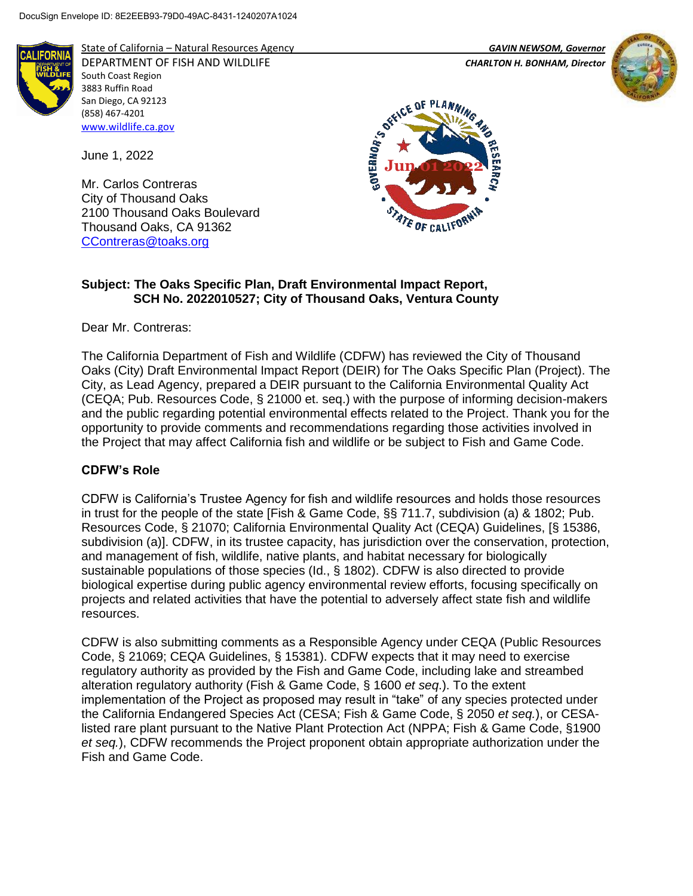DocuSign Envelope ID: 8E2EEB93-79D0-49AC-8431-1240207A1024

State of California – Natural Resources Agency — *GAVIN NEWSOM, Governor*
DEPARTMENT OF FISH AND WILDLIFE — *CHARLTON H. BONHAM, Director*
South Coast Region
3883 Ruffin Road
San Diego, CA 92123
(858) 467-4201
www.wildlife.ca.gov

June 1, 2022

Mr. Carlos Contreras
City of Thousand Oaks
2100 Thousand Oaks Boulevard
Thousand Oaks, CA 91362
CContreras@toaks.org

**Subject: The Oaks Specific Plan, Draft Environmental Impact Report, SCH No. 2022010527; City of Thousand Oaks, Ventura County**

Dear Mr. Contreras:

The California Department of Fish and Wildlife (CDFW) has reviewed the City of Thousand Oaks (City) Draft Environmental Impact Report (DEIR) for The Oaks Specific Plan (Project). The City, as Lead Agency, prepared a DEIR pursuant to the California Environmental Quality Act (CEQA; Pub. Resources Code, § 21000 et. seq.) with the purpose of informing decision-makers and the public regarding potential environmental effects related to the Project. Thank you for the opportunity to provide comments and recommendations regarding those activities involved in the Project that may affect California fish and wildlife or be subject to Fish and Game Code.

## CDFW's Role

CDFW is California's Trustee Agency for fish and wildlife resources and holds those resources in trust for the people of the state [Fish & Game Code, §§ 711.7, subdivision (a) & 1802; Pub. Resources Code, § 21070; California Environmental Quality Act (CEQA) Guidelines, [§ 15386, subdivision (a)]. CDFW, in its trustee capacity, has jurisdiction over the conservation, protection, and management of fish, wildlife, native plants, and habitat necessary for biologically sustainable populations of those species (Id., § 1802). CDFW is also directed to provide biological expertise during public agency environmental review efforts, focusing specifically on projects and related activities that have the potential to adversely affect state fish and wildlife resources.

CDFW is also submitting comments as a Responsible Agency under CEQA (Public Resources Code, § 21069; CEQA Guidelines, § 15381). CDFW expects that it may need to exercise regulatory authority as provided by the Fish and Game Code, including lake and streambed alteration regulatory authority (Fish & Game Code, § 1600 *et seq*.). To the extent implementation of the Project as proposed may result in "take" of any species protected under the California Endangered Species Act (CESA; Fish & Game Code, § 2050 *et seq.*), or CESA-listed rare plant pursuant to the Native Plant Protection Act (NPPA; Fish & Game Code, §1900 *et seq.*), CDFW recommends the Project proponent obtain appropriate authorization under the Fish and Game Code.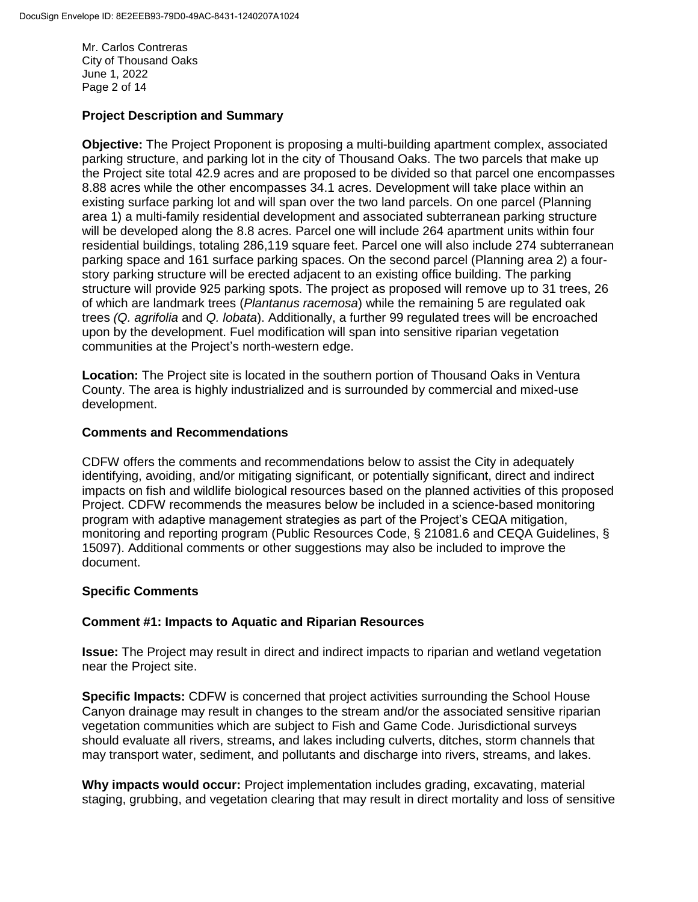## Project Description and Summary

**Objective:** The Project Proponent is proposing a multi-building apartment complex, associated parking structure, and parking lot in the city of Thousand Oaks. The two parcels that make up the Project site total 42.9 acres and are proposed to be divided so that parcel one encompasses 8.88 acres while the other encompasses 34.1 acres. Development will take place within an existing surface parking lot and will span over the two land parcels. On one parcel (Planning area 1) a multi-family residential development and associated subterranean parking structure will be developed along the 8.8 acres. Parcel one will include 264 apartment units within four residential buildings, totaling 286,119 square feet. Parcel one will also include 274 subterranean parking space and 161 surface parking spaces. On the second parcel (Planning area 2) a four-story parking structure will be erected adjacent to an existing office building. The parking structure will provide 925 parking spots. The project as proposed will remove up to 31 trees, 26 of which are landmark trees (*Plantanus racemosa*) while the remaining 5 are regulated oak trees *(Q. agrifolia* and *Q. lobata*). Additionally, a further 99 regulated trees will be encroached upon by the development. Fuel modification will span into sensitive riparian vegetation communities at the Project's north-western edge.

**Location:** The Project site is located in the southern portion of Thousand Oaks in Ventura County. The area is highly industrialized and is surrounded by commercial and mixed-use development.

## Comments and Recommendations

CDFW offers the comments and recommendations below to assist the City in adequately identifying, avoiding, and/or mitigating significant, or potentially significant, direct and indirect impacts on fish and wildlife biological resources based on the planned activities of this proposed Project. CDFW recommends the measures below be included in a science-based monitoring program with adaptive management strategies as part of the Project's CEQA mitigation, monitoring and reporting program (Public Resources Code, § 21081.6 and CEQA Guidelines, § 15097). Additional comments or other suggestions may also be included to improve the document.

## Specific Comments

### Comment #1: Impacts to Aquatic and Riparian Resources

**Issue:** The Project may result in direct and indirect impacts to riparian and wetland vegetation near the Project site.

**Specific Impacts:** CDFW is concerned that project activities surrounding the School House Canyon drainage may result in changes to the stream and/or the associated sensitive riparian vegetation communities which are subject to Fish and Game Code. Jurisdictional surveys should evaluate all rivers, streams, and lakes including culverts, ditches, storm channels that may transport water, sediment, and pollutants and discharge into rivers, streams, and lakes.

**Why impacts would occur:** Project implementation includes grading, excavating, material staging, grubbing, and vegetation clearing that may result in direct mortality and loss of sensitive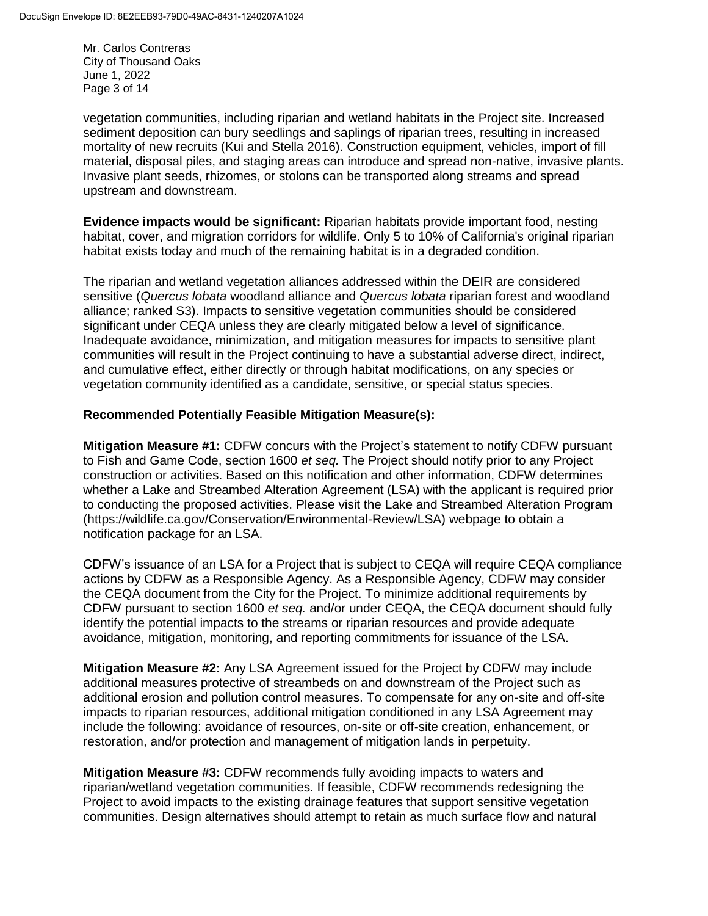vegetation communities, including riparian and wetland habitats in the Project site. Increased sediment deposition can bury seedlings and saplings of riparian trees, resulting in increased mortality of new recruits (Kui and Stella 2016). Construction equipment, vehicles, import of fill material, disposal piles, and staging areas can introduce and spread non-native, invasive plants. Invasive plant seeds, rhizomes, or stolons can be transported along streams and spread upstream and downstream.

**Evidence impacts would be significant:** Riparian habitats provide important food, nesting habitat, cover, and migration corridors for wildlife. Only 5 to 10% of California's original riparian habitat exists today and much of the remaining habitat is in a degraded condition.

The riparian and wetland vegetation alliances addressed within the DEIR are considered sensitive (*Quercus lobata* woodland alliance and *Quercus lobata* riparian forest and woodland alliance; ranked S3). Impacts to sensitive vegetation communities should be considered significant under CEQA unless they are clearly mitigated below a level of significance. Inadequate avoidance, minimization, and mitigation measures for impacts to sensitive plant communities will result in the Project continuing to have a substantial adverse direct, indirect, and cumulative effect, either directly or through habitat modifications, on any species or vegetation community identified as a candidate, sensitive, or special status species.

**Recommended Potentially Feasible Mitigation Measure(s):**

**Mitigation Measure #1:** CDFW concurs with the Project's statement to notify CDFW pursuant to Fish and Game Code, section 1600 *et seq.* The Project should notify prior to any Project construction or activities. Based on this notification and other information, CDFW determines whether a Lake and Streambed Alteration Agreement (LSA) with the applicant is required prior to conducting the proposed activities. Please visit the Lake and Streambed Alteration Program (https://wildlife.ca.gov/Conservation/Environmental-Review/LSA) webpage to obtain a notification package for an LSA.

CDFW's issuance of an LSA for a Project that is subject to CEQA will require CEQA compliance actions by CDFW as a Responsible Agency. As a Responsible Agency, CDFW may consider the CEQA document from the City for the Project. To minimize additional requirements by CDFW pursuant to section 1600 *et seq.* and/or under CEQA, the CEQA document should fully identify the potential impacts to the streams or riparian resources and provide adequate avoidance, mitigation, monitoring, and reporting commitments for issuance of the LSA.

**Mitigation Measure #2:** Any LSA Agreement issued for the Project by CDFW may include additional measures protective of streambeds on and downstream of the Project such as additional erosion and pollution control measures. To compensate for any on-site and off-site impacts to riparian resources, additional mitigation conditioned in any LSA Agreement may include the following: avoidance of resources, on-site or off-site creation, enhancement, or restoration, and/or protection and management of mitigation lands in perpetuity.

**Mitigation Measure #3:** CDFW recommends fully avoiding impacts to waters and riparian/wetland vegetation communities. If feasible, CDFW recommends redesigning the Project to avoid impacts to the existing drainage features that support sensitive vegetation communities. Design alternatives should attempt to retain as much surface flow and natural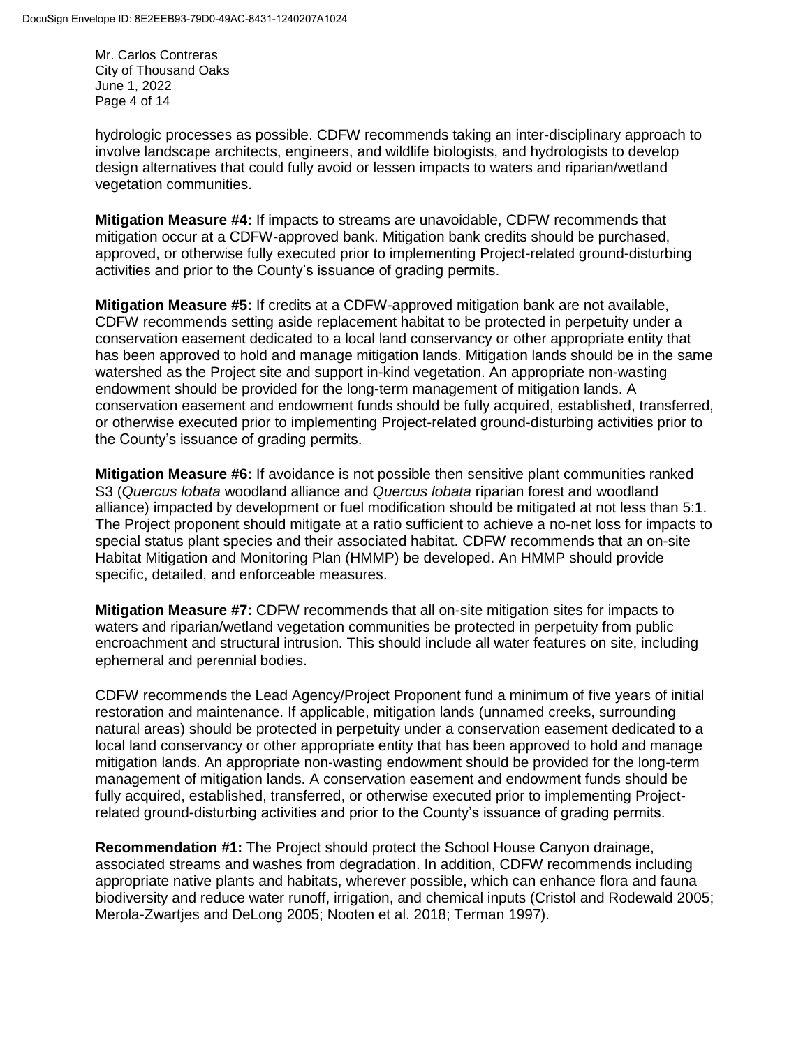hydrologic processes as possible. CDFW recommends taking an inter-disciplinary approach to involve landscape architects, engineers, and wildlife biologists, and hydrologists to develop design alternatives that could fully avoid or lessen impacts to waters and riparian/wetland vegetation communities.

**Mitigation Measure #4:** If impacts to streams are unavoidable, CDFW recommends that mitigation occur at a CDFW-approved bank. Mitigation bank credits should be purchased, approved, or otherwise fully executed prior to implementing Project-related ground-disturbing activities and prior to the County's issuance of grading permits.

**Mitigation Measure #5:** If credits at a CDFW-approved mitigation bank are not available, CDFW recommends setting aside replacement habitat to be protected in perpetuity under a conservation easement dedicated to a local land conservancy or other appropriate entity that has been approved to hold and manage mitigation lands. Mitigation lands should be in the same watershed as the Project site and support in-kind vegetation. An appropriate non-wasting endowment should be provided for the long-term management of mitigation lands. A conservation easement and endowment funds should be fully acquired, established, transferred, or otherwise executed prior to implementing Project-related ground-disturbing activities prior to the County's issuance of grading permits.

**Mitigation Measure #6:** If avoidance is not possible then sensitive plant communities ranked S3 (*Quercus lobata* woodland alliance and *Quercus lobata* riparian forest and woodland alliance) impacted by development or fuel modification should be mitigated at not less than 5:1. The Project proponent should mitigate at a ratio sufficient to achieve a no-net loss for impacts to special status plant species and their associated habitat. CDFW recommends that an on-site Habitat Mitigation and Monitoring Plan (HMMP) be developed. An HMMP should provide specific, detailed, and enforceable measures.

**Mitigation Measure #7:** CDFW recommends that all on-site mitigation sites for impacts to waters and riparian/wetland vegetation communities be protected in perpetuity from public encroachment and structural intrusion. This should include all water features on site, including ephemeral and perennial bodies.

CDFW recommends the Lead Agency/Project Proponent fund a minimum of five years of initial restoration and maintenance. If applicable, mitigation lands (unnamed creeks, surrounding natural areas) should be protected in perpetuity under a conservation easement dedicated to a local land conservancy or other appropriate entity that has been approved to hold and manage mitigation lands. An appropriate non-wasting endowment should be provided for the long-term management of mitigation lands. A conservation easement and endowment funds should be fully acquired, established, transferred, or otherwise executed prior to implementing Project-related ground-disturbing activities and prior to the County's issuance of grading permits.

**Recommendation #1:** The Project should protect the School House Canyon drainage, associated streams and washes from degradation. In addition, CDFW recommends including appropriate native plants and habitats, wherever possible, which can enhance flora and fauna biodiversity and reduce water runoff, irrigation, and chemical inputs (Cristol and Rodewald 2005; Merola-Zwartjes and DeLong 2005; Nooten et al. 2018; Terman 1997).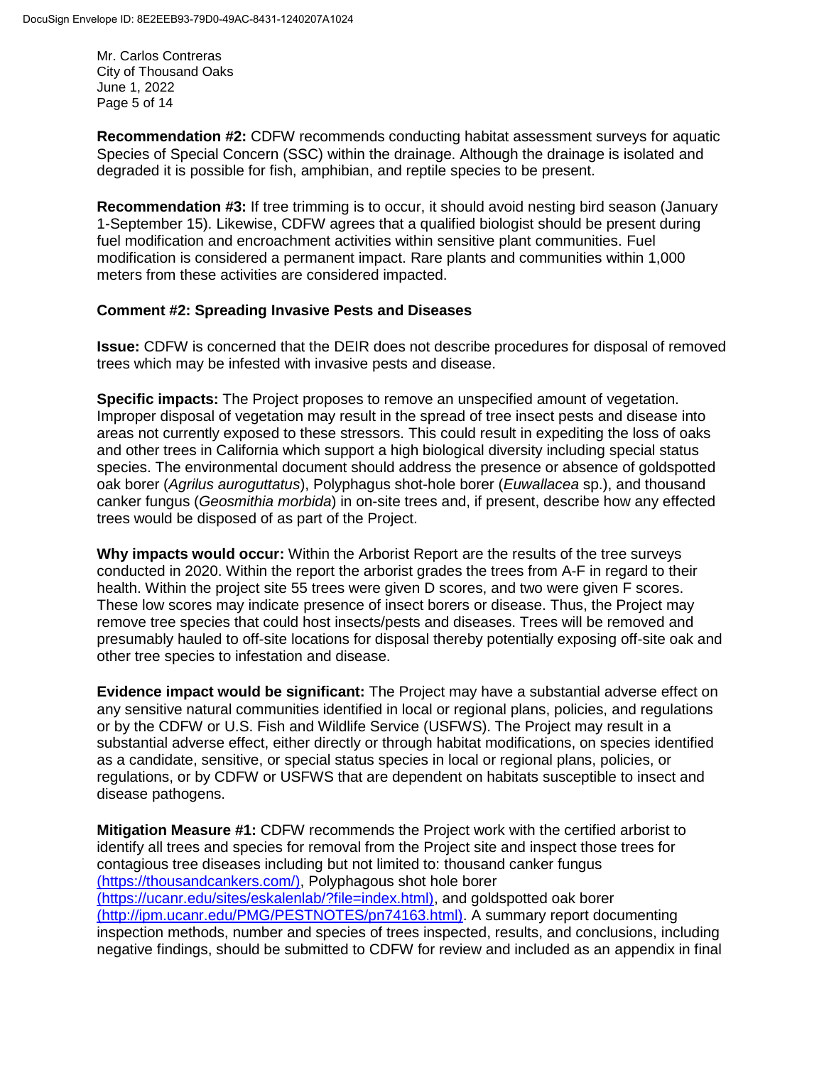**Recommendation #2:** CDFW recommends conducting habitat assessment surveys for aquatic Species of Special Concern (SSC) within the drainage. Although the drainage is isolated and degraded it is possible for fish, amphibian, and reptile species to be present.

**Recommendation #3:** If tree trimming is to occur, it should avoid nesting bird season (January 1-September 15). Likewise, CDFW agrees that a qualified biologist should be present during fuel modification and encroachment activities within sensitive plant communities. Fuel modification is considered a permanent impact. Rare plants and communities within 1,000 meters from these activities are considered impacted.

**Comment #2: Spreading Invasive Pests and Diseases**

**Issue:** CDFW is concerned that the DEIR does not describe procedures for disposal of removed trees which may be infested with invasive pests and disease.

**Specific impacts:** The Project proposes to remove an unspecified amount of vegetation. Improper disposal of vegetation may result in the spread of tree insect pests and disease into areas not currently exposed to these stressors. This could result in expediting the loss of oaks and other trees in California which support a high biological diversity including special status species. The environmental document should address the presence or absence of goldspotted oak borer (*Agrilus auroguttatus*), Polyphagus shot-hole borer (*Euwallacea* sp.), and thousand canker fungus (*Geosmithia morbida*) in on-site trees and, if present, describe how any effected trees would be disposed of as part of the Project.

**Why impacts would occur:** Within the Arborist Report are the results of the tree surveys conducted in 2020. Within the report the arborist grades the trees from A-F in regard to their health. Within the project site 55 trees were given D scores, and two were given F scores. These low scores may indicate presence of insect borers or disease. Thus, the Project may remove tree species that could host insects/pests and diseases. Trees will be removed and presumably hauled to off-site locations for disposal thereby potentially exposing off-site oak and other tree species to infestation and disease.

**Evidence impact would be significant:** The Project may have a substantial adverse effect on any sensitive natural communities identified in local or regional plans, policies, and regulations or by the CDFW or U.S. Fish and Wildlife Service (USFWS). The Project may result in a substantial adverse effect, either directly or through habitat modifications, on species identified as a candidate, sensitive, or special status species in local or regional plans, policies, or regulations, or by CDFW or USFWS that are dependent on habitats susceptible to insect and disease pathogens.

**Mitigation Measure #1:** CDFW recommends the Project work with the certified arborist to identify all trees and species for removal from the Project site and inspect those trees for contagious tree diseases including but not limited to: thousand canker fungus (https://thousandcankers.com/), Polyphagous shot hole borer (https://ucanr.edu/sites/eskalenlab/?file=index.html), and goldspotted oak borer (http://ipm.ucanr.edu/PMG/PESTNOTES/pn74163.html). A summary report documenting inspection methods, number and species of trees inspected, results, and conclusions, including negative findings, should be submitted to CDFW for review and included as an appendix in final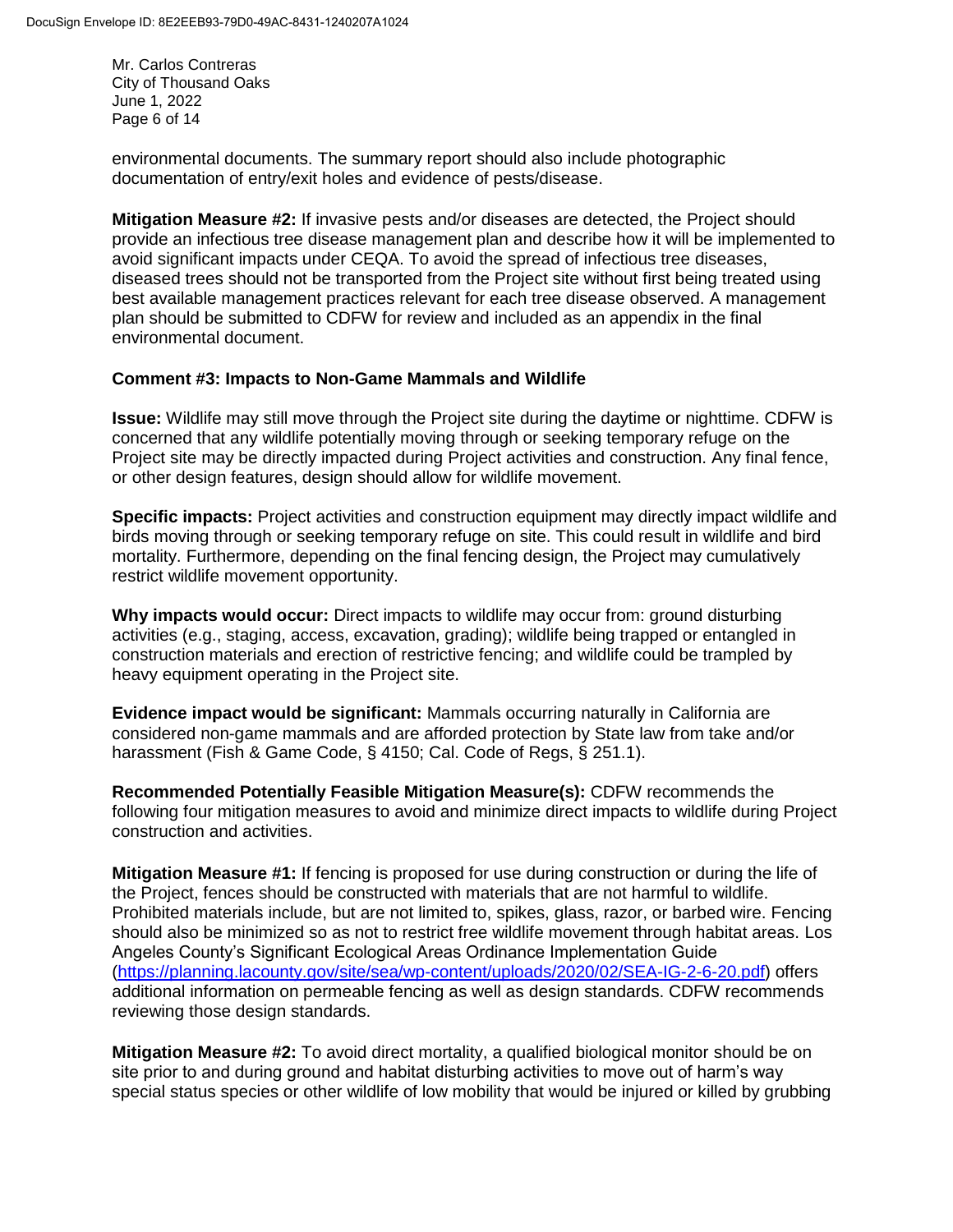environmental documents. The summary report should also include photographic documentation of entry/exit holes and evidence of pests/disease.

**Mitigation Measure #2:** If invasive pests and/or diseases are detected, the Project should provide an infectious tree disease management plan and describe how it will be implemented to avoid significant impacts under CEQA. To avoid the spread of infectious tree diseases, diseased trees should not be transported from the Project site without first being treated using best available management practices relevant for each tree disease observed. A management plan should be submitted to CDFW for review and included as an appendix in the final environmental document.

**Comment #3: Impacts to Non-Game Mammals and Wildlife**

**Issue:** Wildlife may still move through the Project site during the daytime or nighttime. CDFW is concerned that any wildlife potentially moving through or seeking temporary refuge on the Project site may be directly impacted during Project activities and construction. Any final fence, or other design features, design should allow for wildlife movement.

**Specific impacts:** Project activities and construction equipment may directly impact wildlife and birds moving through or seeking temporary refuge on site. This could result in wildlife and bird mortality. Furthermore, depending on the final fencing design, the Project may cumulatively restrict wildlife movement opportunity.

**Why impacts would occur:** Direct impacts to wildlife may occur from: ground disturbing activities (e.g., staging, access, excavation, grading); wildlife being trapped or entangled in construction materials and erection of restrictive fencing; and wildlife could be trampled by heavy equipment operating in the Project site.

**Evidence impact would be significant:** Mammals occurring naturally in California are considered non-game mammals and are afforded protection by State law from take and/or harassment (Fish & Game Code, § 4150; Cal. Code of Regs, § 251.1).

**Recommended Potentially Feasible Mitigation Measure(s):** CDFW recommends the following four mitigation measures to avoid and minimize direct impacts to wildlife during Project construction and activities.

**Mitigation Measure #1:** If fencing is proposed for use during construction or during the life of the Project, fences should be constructed with materials that are not harmful to wildlife. Prohibited materials include, but are not limited to, spikes, glass, razor, or barbed wire. Fencing should also be minimized so as not to restrict free wildlife movement through habitat areas. Los Angeles County's Significant Ecological Areas Ordinance Implementation Guide (https://planning.lacounty.gov/site/sea/wp-content/uploads/2020/02/SEA-IG-2-6-20.pdf) offers additional information on permeable fencing as well as design standards. CDFW recommends reviewing those design standards.

**Mitigation Measure #2:** To avoid direct mortality, a qualified biological monitor should be on site prior to and during ground and habitat disturbing activities to move out of harm's way special status species or other wildlife of low mobility that would be injured or killed by grubbing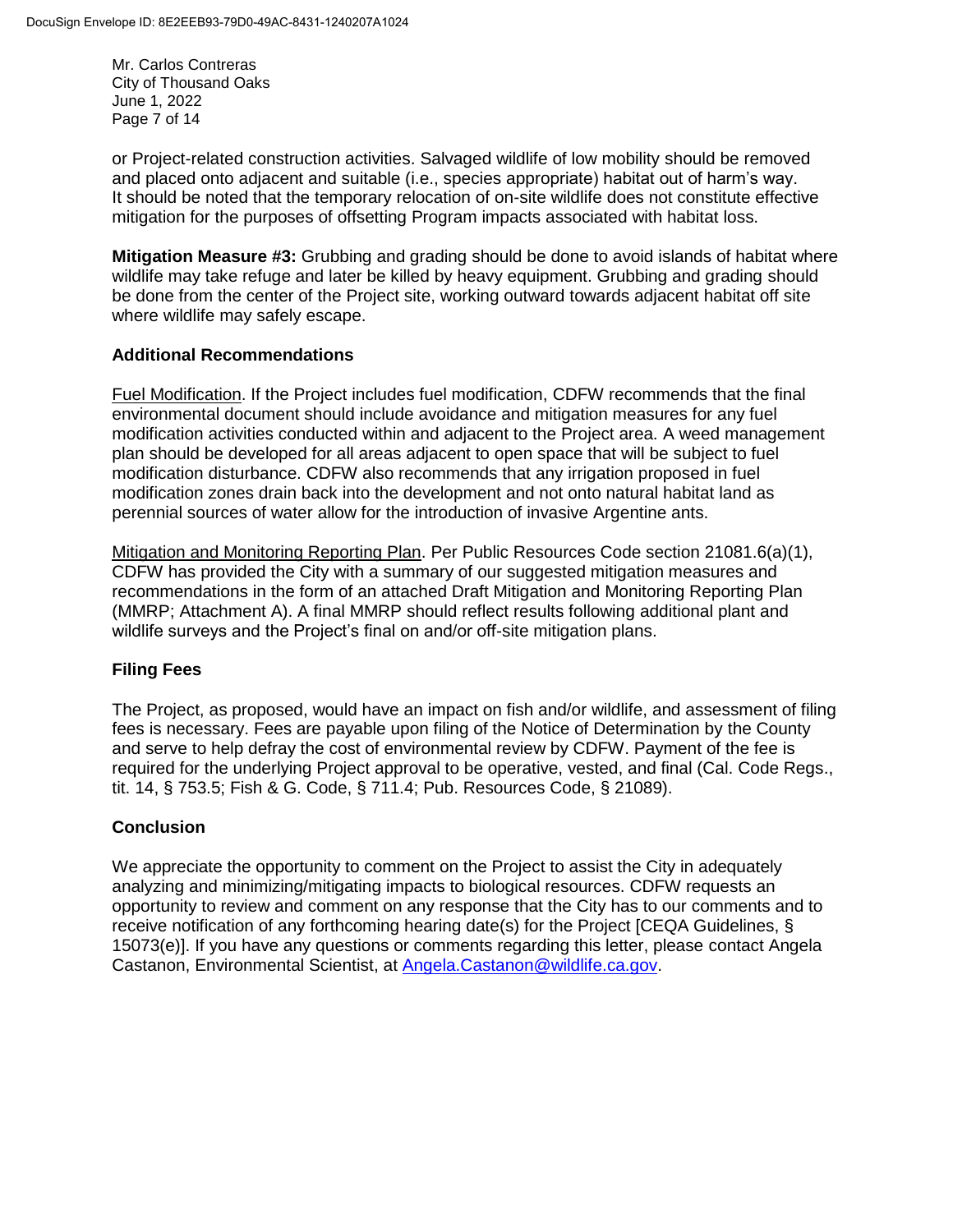or Project-related construction activities. Salvaged wildlife of low mobility should be removed and placed onto adjacent and suitable (i.e., species appropriate) habitat out of harm's way. It should be noted that the temporary relocation of on-site wildlife does not constitute effective mitigation for the purposes of offsetting Program impacts associated with habitat loss.

**Mitigation Measure #3:** Grubbing and grading should be done to avoid islands of habitat where wildlife may take refuge and later be killed by heavy equipment. Grubbing and grading should be done from the center of the Project site, working outward towards adjacent habitat off site where wildlife may safely escape.

### Additional Recommendations

Fuel Modification. If the Project includes fuel modification, CDFW recommends that the final environmental document should include avoidance and mitigation measures for any fuel modification activities conducted within and adjacent to the Project area. A weed management plan should be developed for all areas adjacent to open space that will be subject to fuel modification disturbance. CDFW also recommends that any irrigation proposed in fuel modification zones drain back into the development and not onto natural habitat land as perennial sources of water allow for the introduction of invasive Argentine ants.

Mitigation and Monitoring Reporting Plan. Per Public Resources Code section 21081.6(a)(1), CDFW has provided the City with a summary of our suggested mitigation measures and recommendations in the form of an attached Draft Mitigation and Monitoring Reporting Plan (MMRP; Attachment A). A final MMRP should reflect results following additional plant and wildlife surveys and the Project's final on and/or off-site mitigation plans.

### Filing Fees

The Project, as proposed, would have an impact on fish and/or wildlife, and assessment of filing fees is necessary. Fees are payable upon filing of the Notice of Determination by the County and serve to help defray the cost of environmental review by CDFW. Payment of the fee is required for the underlying Project approval to be operative, vested, and final (Cal. Code Regs., tit. 14, § 753.5; Fish & G. Code, § 711.4; Pub. Resources Code, § 21089).

### Conclusion

We appreciate the opportunity to comment on the Project to assist the City in adequately analyzing and minimizing/mitigating impacts to biological resources. CDFW requests an opportunity to review and comment on any response that the City has to our comments and to receive notification of any forthcoming hearing date(s) for the Project [CEQA Guidelines, § 15073(e)]. If you have any questions or comments regarding this letter, please contact Angela Castanon, Environmental Scientist, at Angela.Castanon@wildlife.ca.gov.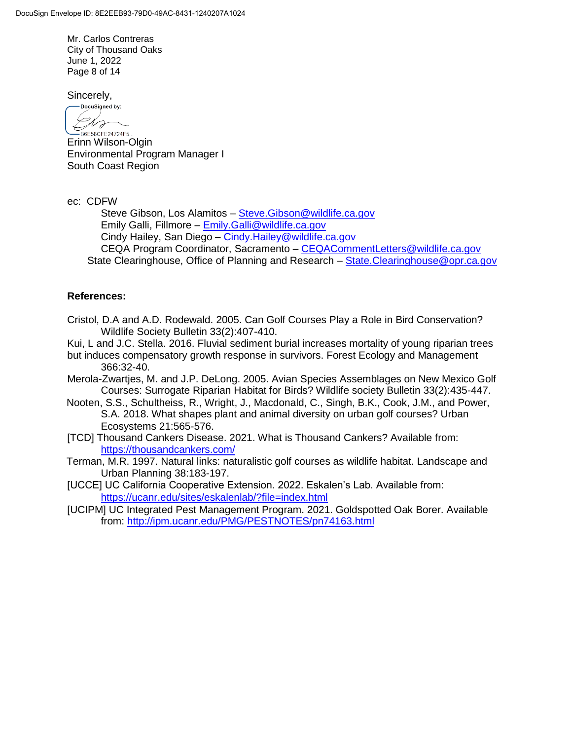Sincerely,

DocuSigned by:

B6E58CFE24724F5...

Erinn Wilson-Olgin
Environmental Program Manager I
South Coast Region

ec: CDFW

Steve Gibson, Los Alamitos – Steve.Gibson@wildlife.ca.gov
Emily Galli, Fillmore – Emily.Galli@wildlife.ca.gov
Cindy Hailey, San Diego – Cindy.Hailey@wildlife.ca.gov
CEQA Program Coordinator, Sacramento – CEQACommentLetters@wildlife.ca.gov
State Clearinghouse, Office of Planning and Research – State.Clearinghouse@opr.ca.gov

**References:**

Cristol, D.A and A.D. Rodewald. 2005. Can Golf Courses Play a Role in Bird Conservation? Wildlife Society Bulletin 33(2):407-410.

Kui, L and J.C. Stella. 2016. Fluvial sediment burial increases mortality of young riparian trees but induces compensatory growth response in survivors. Forest Ecology and Management 366:32-40.

Merola-Zwartjes, M. and J.P. DeLong. 2005. Avian Species Assemblages on New Mexico Golf Courses: Surrogate Riparian Habitat for Birds? Wildlife society Bulletin 33(2):435-447.

Nooten, S.S., Schultheiss, R., Wright, J., Macdonald, C., Singh, B.K., Cook, J.M., and Power, S.A. 2018. What shapes plant and animal diversity on urban golf courses? Urban Ecosystems 21:565-576.

[TCD] Thousand Cankers Disease. 2021. What is Thousand Cankers? Available from: https://thousandcankers.com/

Terman, M.R. 1997. Natural links: naturalistic golf courses as wildlife habitat. Landscape and Urban Planning 38:183-197.

[UCCE] UC California Cooperative Extension. 2022. Eskalen's Lab. Available from: https://ucanr.edu/sites/eskalenlab/?file=index.html

[UCIPM] UC Integrated Pest Management Program. 2021. Goldspotted Oak Borer. Available from: http://ipm.ucanr.edu/PMG/PESTNOTES/pn74163.html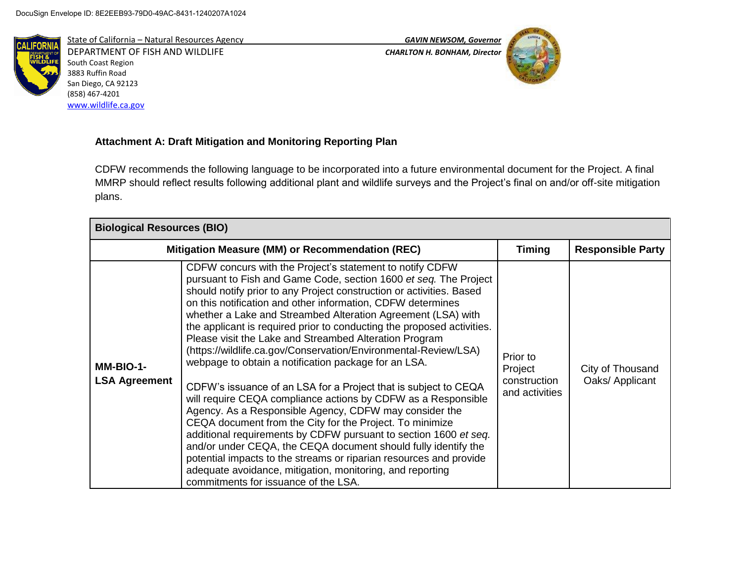DocuSign Envelope ID: 8E2EEB93-79D0-49AC-8431-1240207A1024

State of California – Natural Resources Agency
DEPARTMENT OF FISH AND WILDLIFE
South Coast Region
3883 Ruffin Road
San Diego, CA 92123
(858) 467-4201
www.wildlife.ca.gov

*GAVIN NEWSOM, Governor*
*CHARLTON H. BONHAM, Director*

**Attachment A: Draft Mitigation and Monitoring Reporting Plan**

CDFW recommends the following language to be incorporated into a future environmental document for the Project. A final MMRP should reflect results following additional plant and wildlife surveys and the Project's final on and/or off-site mitigation plans.

| **Biological Resources (BIO)** | | | |
|---|---|---|---|
| **Mitigation Measure (MM) or Recommendation (REC)** | | **Timing** | **Responsible Party** |
| **MM-BIO-1-LSA Agreement** | CDFW concurs with the Project's statement to notify CDFW pursuant to Fish and Game Code, section 1600 *et seq.* The Project should notify prior to any Project construction or activities. Based on this notification and other information, CDFW determines whether a Lake and Streambed Alteration Agreement (LSA) with the applicant is required prior to conducting the proposed activities. Please visit the Lake and Streambed Alteration Program (https://wildlife.ca.gov/Conservation/Environmental-Review/LSA) webpage to obtain a notification package for an LSA.<br><br>CDFW's issuance of an LSA for a Project that is subject to CEQA will require CEQA compliance actions by CDFW as a Responsible Agency. As a Responsible Agency, CDFW may consider the CEQA document from the City for the Project. To minimize additional requirements by CDFW pursuant to section 1600 *et seq.* and/or under CEQA, the CEQA document should fully identify the potential impacts to the streams or riparian resources and provide adequate avoidance, mitigation, monitoring, and reporting commitments for issuance of the LSA. | Prior to Project construction and activities | City of Thousand Oaks/ Applicant |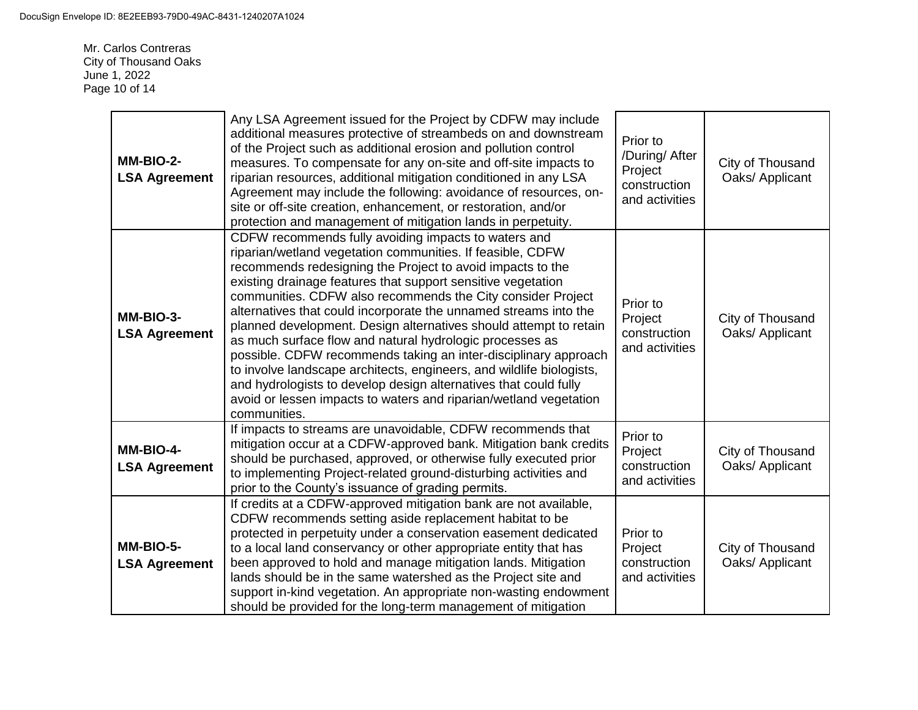| | | | |
|---|---|---|---|
| **MM-BIO-2- LSA Agreement** | Any LSA Agreement issued for the Project by CDFW may include additional measures protective of streambeds on and downstream of the Project such as additional erosion and pollution control measures. To compensate for any on-site and off-site impacts to riparian resources, additional mitigation conditioned in any LSA Agreement may include the following: avoidance of resources, on-site or off-site creation, enhancement, or restoration, and/or protection and management of mitigation lands in perpetuity. | Prior to /During/ After Project construction and activities | City of Thousand Oaks/ Applicant |
| **MM-BIO-3- LSA Agreement** | CDFW recommends fully avoiding impacts to waters and riparian/wetland vegetation communities. If feasible, CDFW recommends redesigning the Project to avoid impacts to the existing drainage features that support sensitive vegetation communities. CDFW also recommends the City consider Project alternatives that could incorporate the unnamed streams into the planned development. Design alternatives should attempt to retain as much surface flow and natural hydrologic processes as possible. CDFW recommends taking an inter-disciplinary approach to involve landscape architects, engineers, and wildlife biologists, and hydrologists to develop design alternatives that could fully avoid or lessen impacts to waters and riparian/wetland vegetation communities. | Prior to Project construction and activities | City of Thousand Oaks/ Applicant |
| **MM-BIO-4- LSA Agreement** | If impacts to streams are unavoidable, CDFW recommends that mitigation occur at a CDFW-approved bank. Mitigation bank credits should be purchased, approved, or otherwise fully executed prior to implementing Project-related ground-disturbing activities and prior to the County's issuance of grading permits. | Prior to Project construction and activities | City of Thousand Oaks/ Applicant |
| **MM-BIO-5- LSA Agreement** | If credits at a CDFW-approved mitigation bank are not available, CDFW recommends setting aside replacement habitat to be protected in perpetuity under a conservation easement dedicated to a local land conservancy or other appropriate entity that has been approved to hold and manage mitigation lands. Mitigation lands should be in the same watershed as the Project site and support in-kind vegetation. An appropriate non-wasting endowment should be provided for the long-term management of mitigation | Prior to Project construction and activities | City of Thousand Oaks/ Applicant |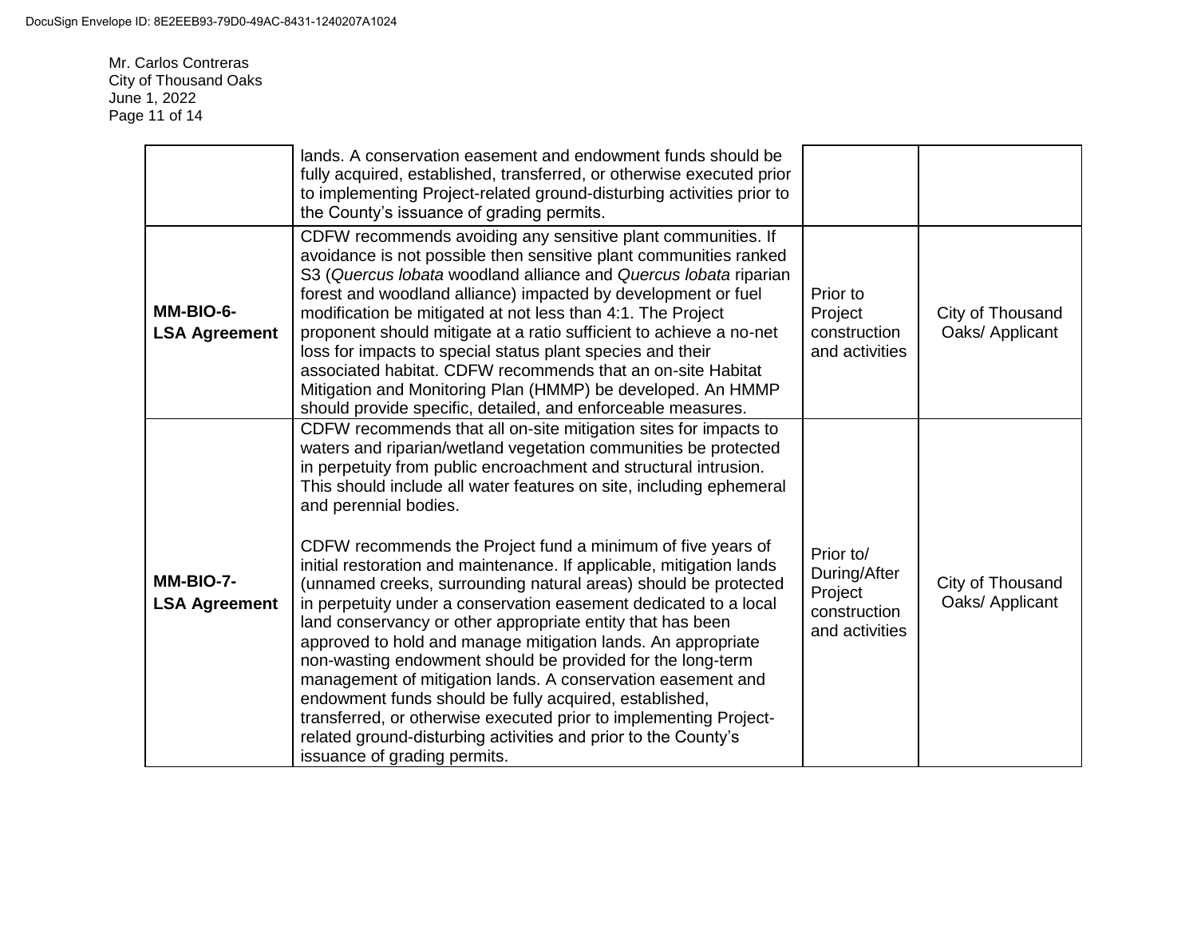| | | | |
|---|---|---|---|
| | lands. A conservation easement and endowment funds should be fully acquired, established, transferred, or otherwise executed prior to implementing Project-related ground-disturbing activities prior to the County's issuance of grading permits. | | |
| **MM-BIO-6- LSA Agreement** | CDFW recommends avoiding any sensitive plant communities. If avoidance is not possible then sensitive plant communities ranked S3 (*Quercus lobata* woodland alliance and *Quercus lobata* riparian forest and woodland alliance) impacted by development or fuel modification be mitigated at not less than 4:1. The Project proponent should mitigate at a ratio sufficient to achieve a no-net loss for impacts to special status plant species and their associated habitat. CDFW recommends that an on-site Habitat Mitigation and Monitoring Plan (HMMP) be developed. An HMMP should provide specific, detailed, and enforceable measures. | Prior to Project construction and activities | City of Thousand Oaks/ Applicant |
| **MM-BIO-7- LSA Agreement** | CDFW recommends that all on-site mitigation sites for impacts to waters and riparian/wetland vegetation communities be protected in perpetuity from public encroachment and structural intrusion. This should include all water features on site, including ephemeral and perennial bodies.<br><br>CDFW recommends the Project fund a minimum of five years of initial restoration and maintenance. If applicable, mitigation lands (unnamed creeks, surrounding natural areas) should be protected in perpetuity under a conservation easement dedicated to a local land conservancy or other appropriate entity that has been approved to hold and manage mitigation lands. An appropriate non-wasting endowment should be provided for the long-term management of mitigation lands. A conservation easement and endowment funds should be fully acquired, established, transferred, or otherwise executed prior to implementing Project-related ground-disturbing activities and prior to the County's issuance of grading permits. | Prior to/ During/After Project construction and activities | City of Thousand Oaks/ Applicant |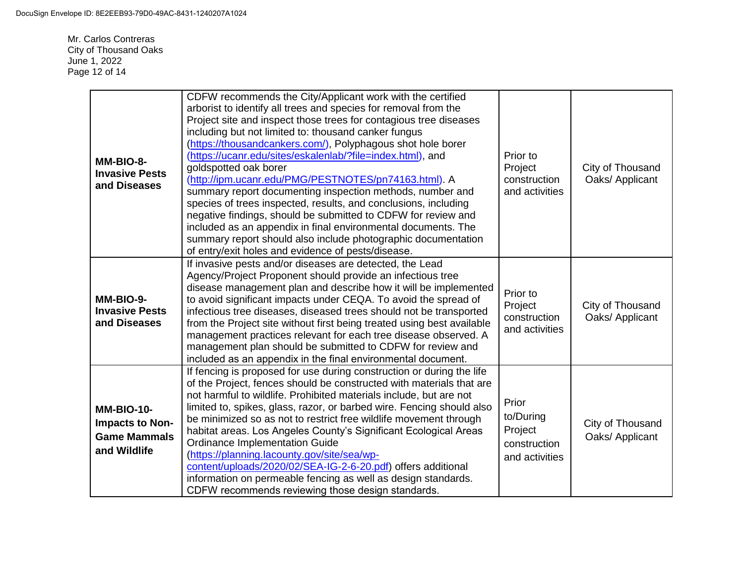| MM-BIO-8- Invasive Pests and Diseases | CDFW recommends the City/Applicant work with the certified arborist to identify all trees and species for removal from the Project site and inspect those trees for contagious tree diseases including but not limited to: thousand canker fungus (https://thousandcankers.com/), Polyphagous shot hole borer (https://ucanr.edu/sites/eskalenlab/?file=index.html), and goldspotted oak borer (http://ipm.ucanr.edu/PMG/PESTNOTES/pn74163.html). A summary report documenting inspection methods, number and species of trees inspected, results, and conclusions, including negative findings, should be submitted to CDFW for review and included as an appendix in final environmental documents. The summary report should also include photographic documentation of entry/exit holes and evidence of pests/disease. | Prior to Project construction and activities | City of Thousand Oaks/ Applicant |
|---|---|---|---|
| **MM-BIO-9- Invasive Pests and Diseases** | If invasive pests and/or diseases are detected, the Lead Agency/Project Proponent should provide an infectious tree disease management plan and describe how it will be implemented to avoid significant impacts under CEQA. To avoid the spread of infectious tree diseases, diseased trees should not be transported from the Project site without first being treated using best available management practices relevant for each tree disease observed. A management plan should be submitted to CDFW for review and included as an appendix in the final environmental document. | Prior to Project construction and activities | City of Thousand Oaks/ Applicant |
| **MM-BIO-10- Impacts to Non-Game Mammals and Wildlife** | If fencing is proposed for use during construction or during the life of the Project, fences should be constructed with materials that are not harmful to wildlife. Prohibited materials include, but are not limited to, spikes, glass, razor, or barbed wire. Fencing should also be minimized so as not to restrict free wildlife movement through habitat areas. Los Angeles County's Significant Ecological Areas Ordinance Implementation Guide (https://planning.lacounty.gov/site/sea/wp-content/uploads/2020/02/SEA-IG-2-6-20.pdf) offers additional information on permeable fencing as well as design standards. CDFW recommends reviewing those design standards. | Prior to/During Project construction and activities | City of Thousand Oaks/ Applicant |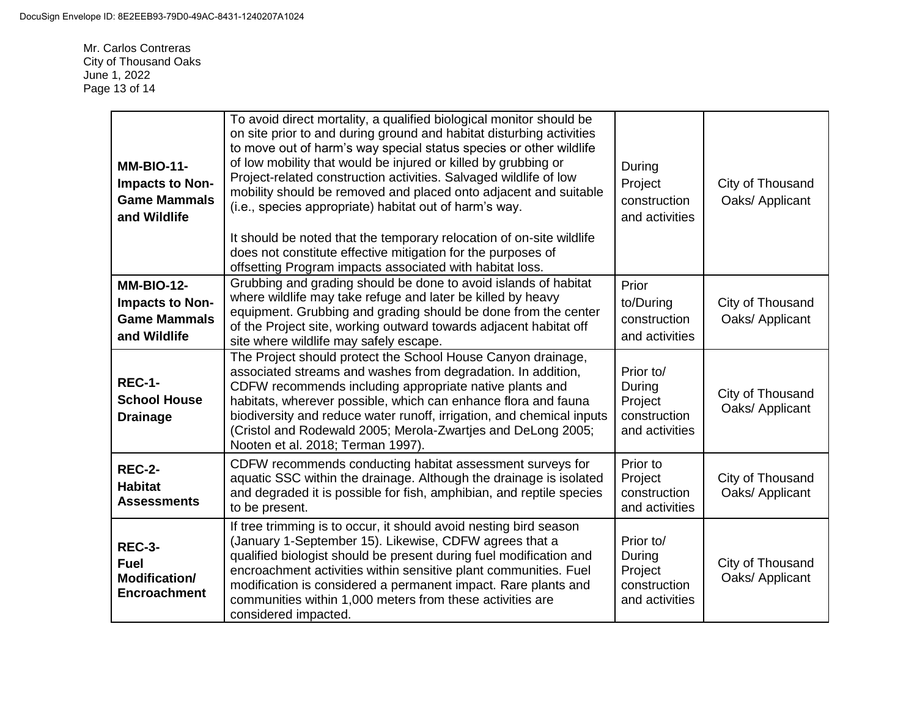| **MM-BIO-11- Impacts to Non-Game Mammals and Wildlife** | To avoid direct mortality, a qualified biological monitor should be on site prior to and during ground and habitat disturbing activities to move out of harm's way special status species or other wildlife of low mobility that would be injured or killed by grubbing or Project-related construction activities. Salvaged wildlife of low mobility should be removed and placed onto adjacent and suitable (i.e., species appropriate) habitat out of harm's way.<br><br>It should be noted that the temporary relocation of on-site wildlife does not constitute effective mitigation for the purposes of offsetting Program impacts associated with habitat loss. | During Project construction and activities | City of Thousand Oaks/ Applicant |
|---|---|---|---|
| **MM-BIO-12- Impacts to Non-Game Mammals and Wildlife** | Grubbing and grading should be done to avoid islands of habitat where wildlife may take refuge and later be killed by heavy equipment. Grubbing and grading should be done from the center of the Project site, working outward towards adjacent habitat off site where wildlife may safely escape. | Prior to/During construction and activities | City of Thousand Oaks/ Applicant |
| **REC-1- School House Drainage** | The Project should protect the School House Canyon drainage, associated streams and washes from degradation. In addition, CDFW recommends including appropriate native plants and habitats, wherever possible, which can enhance flora and fauna biodiversity and reduce water runoff, irrigation, and chemical inputs (Cristol and Rodewald 2005; Merola-Zwartjes and DeLong 2005; Nooten et al. 2018; Terman 1997). | Prior to/ During Project construction and activities | City of Thousand Oaks/ Applicant |
| **REC-2- Habitat Assessments** | CDFW recommends conducting habitat assessment surveys for aquatic SSC within the drainage. Although the drainage is isolated and degraded it is possible for fish, amphibian, and reptile species to be present. | Prior to Project construction and activities | City of Thousand Oaks/ Applicant |
| **REC-3- Fuel Modification/ Encroachment** | If tree trimming is to occur, it should avoid nesting bird season (January 1-September 15). Likewise, CDFW agrees that a qualified biologist should be present during fuel modification and encroachment activities within sensitive plant communities. Fuel modification is considered a permanent impact. Rare plants and communities within 1,000 meters from these activities are considered impacted. | Prior to/ During Project construction and activities | City of Thousand Oaks/ Applicant |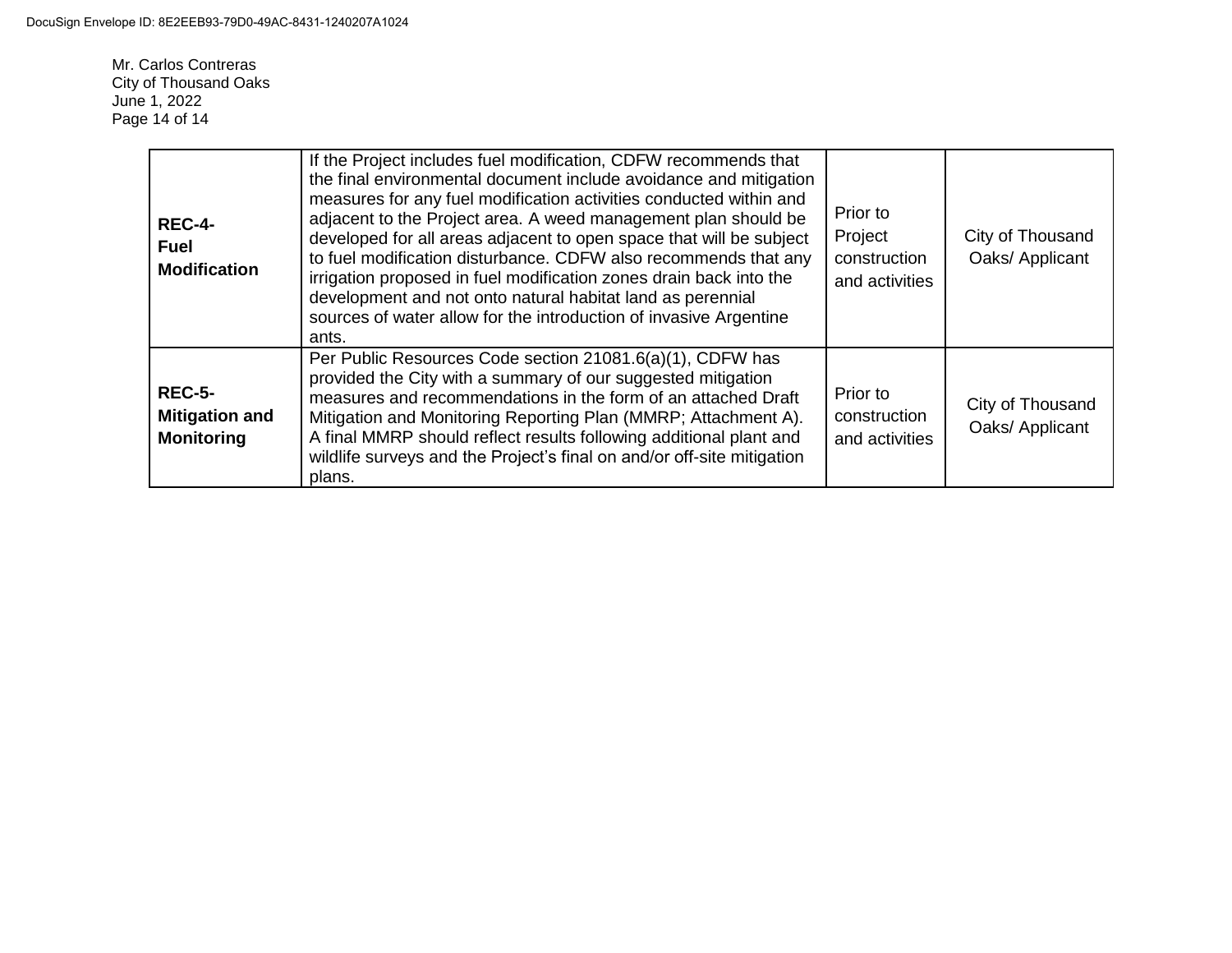| | | | |
|---|---|---|---|
| **REC-4- Fuel Modification** | If the Project includes fuel modification, CDFW recommends that the final environmental document include avoidance and mitigation measures for any fuel modification activities conducted within and adjacent to the Project area. A weed management plan should be developed for all areas adjacent to open space that will be subject to fuel modification disturbance. CDFW also recommends that any irrigation proposed in fuel modification zones drain back into the development and not onto natural habitat land as perennial sources of water allow for the introduction of invasive Argentine ants. | Prior to Project construction and activities | City of Thousand Oaks/ Applicant |
| **REC-5- Mitigation and Monitoring** | Per Public Resources Code section 21081.6(a)(1), CDFW has provided the City with a summary of our suggested mitigation measures and recommendations in the form of an attached Draft Mitigation and Monitoring Reporting Plan (MMRP; Attachment A). A final MMRP should reflect results following additional plant and wildlife surveys and the Project's final on and/or off-site mitigation plans. | Prior to construction and activities | City of Thousand Oaks/ Applicant |